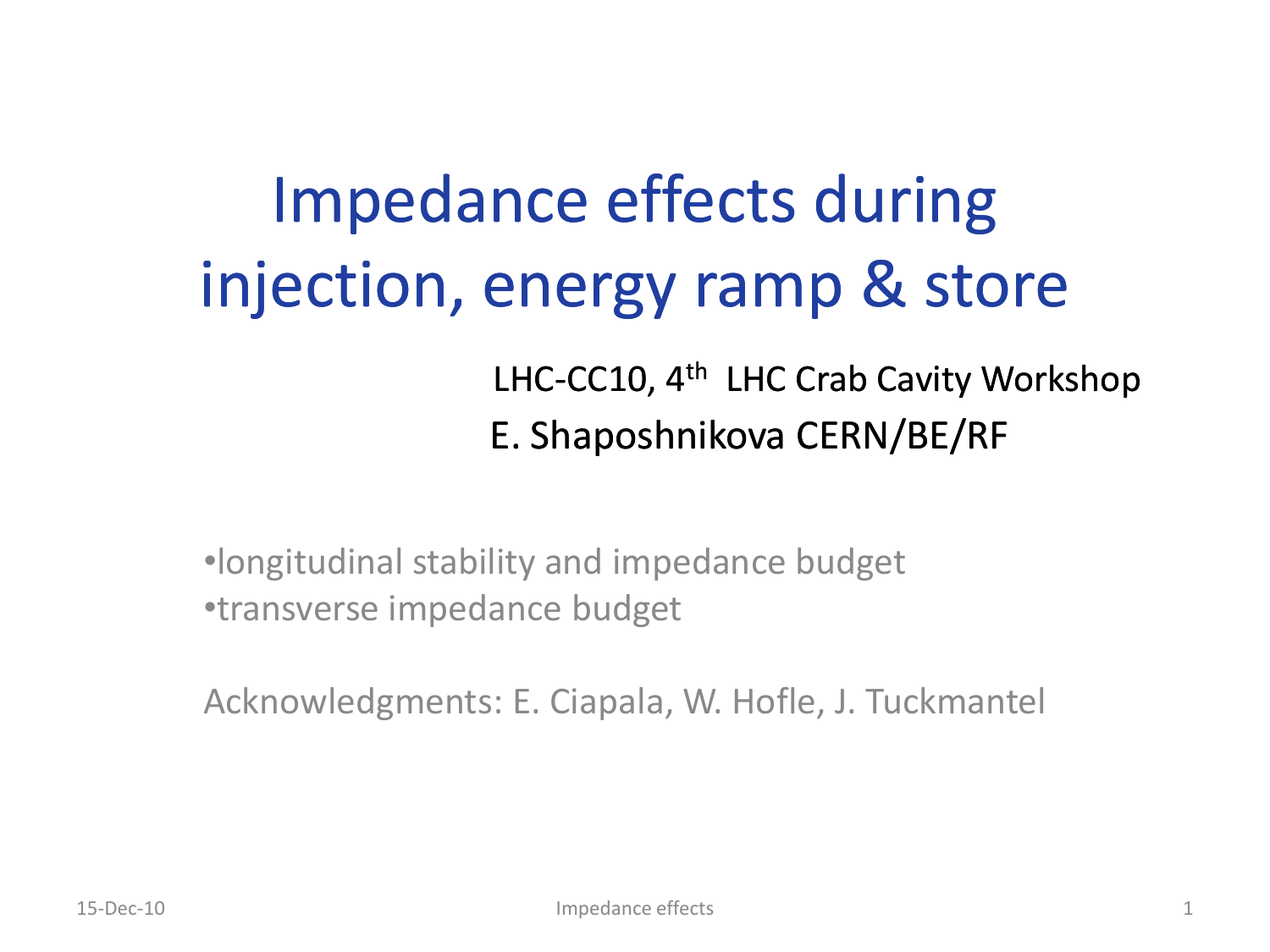# Impedance effects during injection, energy ramp & store

LHC-CC10, 4th LHC Crab Cavity Workshop

E. Shaposhnikova CERN/BE/RF

- longitudinal stability and impedance budget
- transverse impedance budget

Acknowledgments: E. Ciapala, W. Hofle, J. Tuckmantel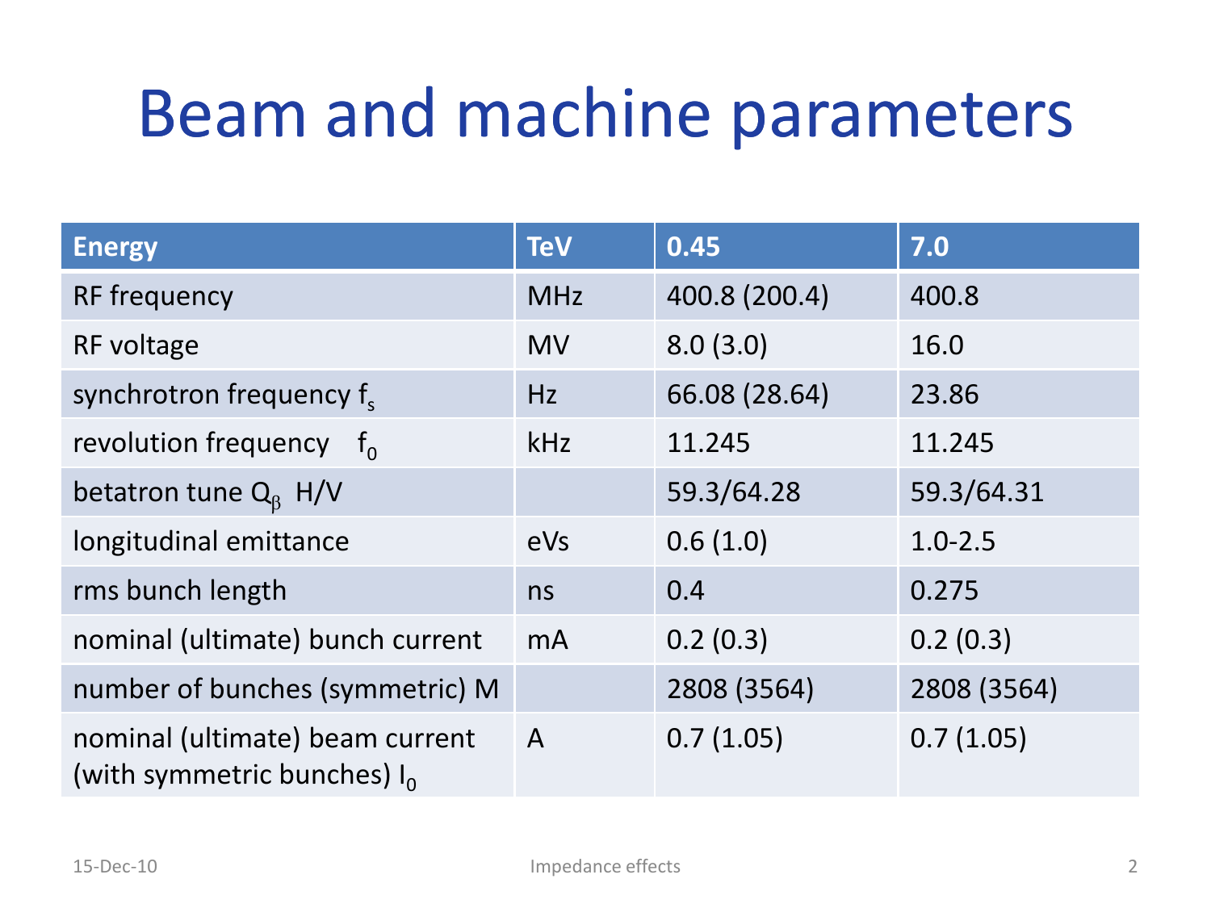# Beam and machine parameters

| Energy | TeV | 0.45 | 7.0 |
|---|---|---|---|
| RF frequency | MHz | 400.8 (200.4) | 400.8 |
| RF voltage | MV | 8.0 (3.0) | 16.0 |
| synchrotron frequency $f_s$ | Hz | 66.08 (28.64) | 23.86 |
| revolution frequency $f_0$ | kHz | 11.245 | 11.245 |
| betatron tune $Q_\beta$ H/V | | 59.3/64.28 | 59.3/64.31 |
| longitudinal emittance | eVs | 0.6 (1.0) | 1.0-2.5 |
| rms bunch length | ns | 0.4 | 0.275 |
| nominal (ultimate) bunch current | mA | 0.2 (0.3) | 0.2 (0.3) |
| number of bunches (symmetric) M | | 2808 (3564) | 2808 (3564) |
| nominal (ultimate) beam current (with symmetric bunches) $I_0$ | A | 0.7 (1.05) | 0.7 (1.05) |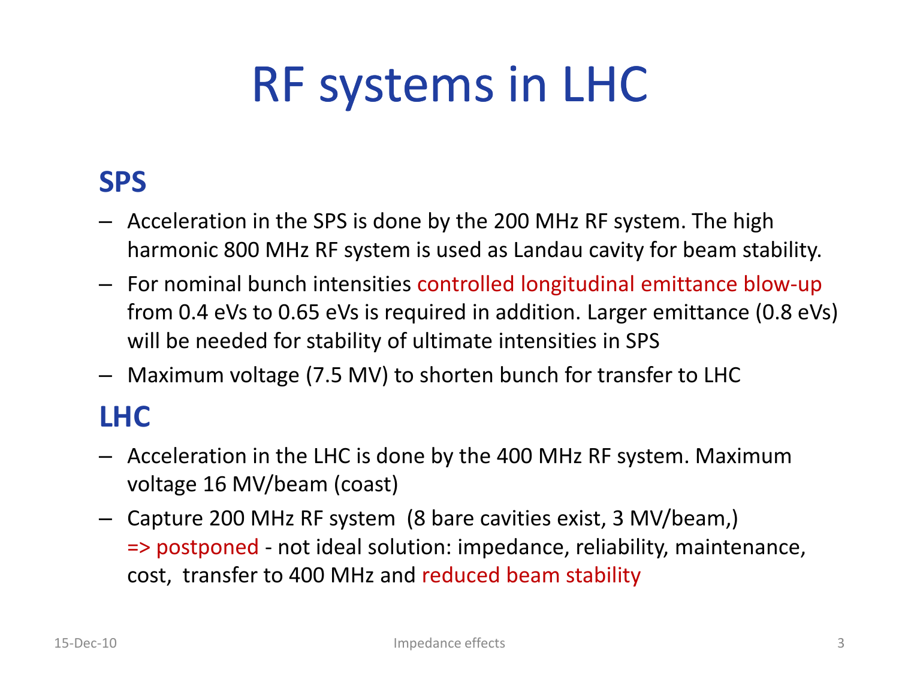# RF systems in LHC

## SPS

- Acceleration in the SPS is done by the 200 MHz RF system. The high harmonic 800 MHz RF system is used as Landau cavity for beam stability.
- For nominal bunch intensities controlled longitudinal emittance blow-up from 0.4 eVs to 0.65 eVs is required in addition. Larger emittance (0.8 eVs) will be needed for stability of ultimate intensities in SPS
- Maximum voltage (7.5 MV) to shorten bunch for transfer to LHC

## LHC

- Acceleration in the LHC is done by the 400 MHz RF system. Maximum voltage 16 MV/beam (coast)
- Capture 200 MHz RF system (8 bare cavities exist, 3 MV/beam,) => postponed - not ideal solution: impedance, reliability, maintenance, cost, transfer to 400 MHz and reduced beam stability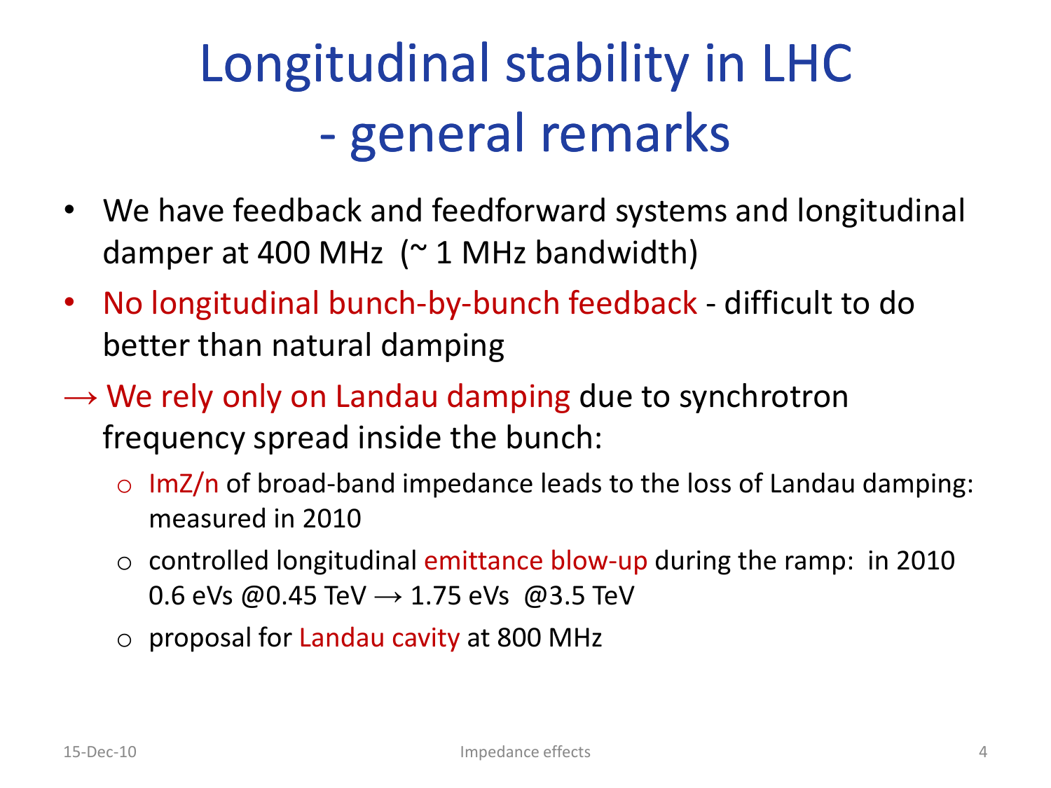# Longitudinal stability in LHC - general remarks

- We have feedback and feedforward systems and longitudinal damper at 400 MHz (~ 1 MHz bandwidth)
- No longitudinal bunch-by-bunch feedback - difficult to do better than natural damping

→ We rely only on Landau damping due to synchrotron frequency spread inside the bunch:

- ImZ/n of broad-band impedance leads to the loss of Landau damping: measured in 2010
- controlled longitudinal emittance blow-up during the ramp: in 2010 0.6 eVs @0.45 TeV → 1.75 eVs @3.5 TeV
- proposal for Landau cavity at 800 MHz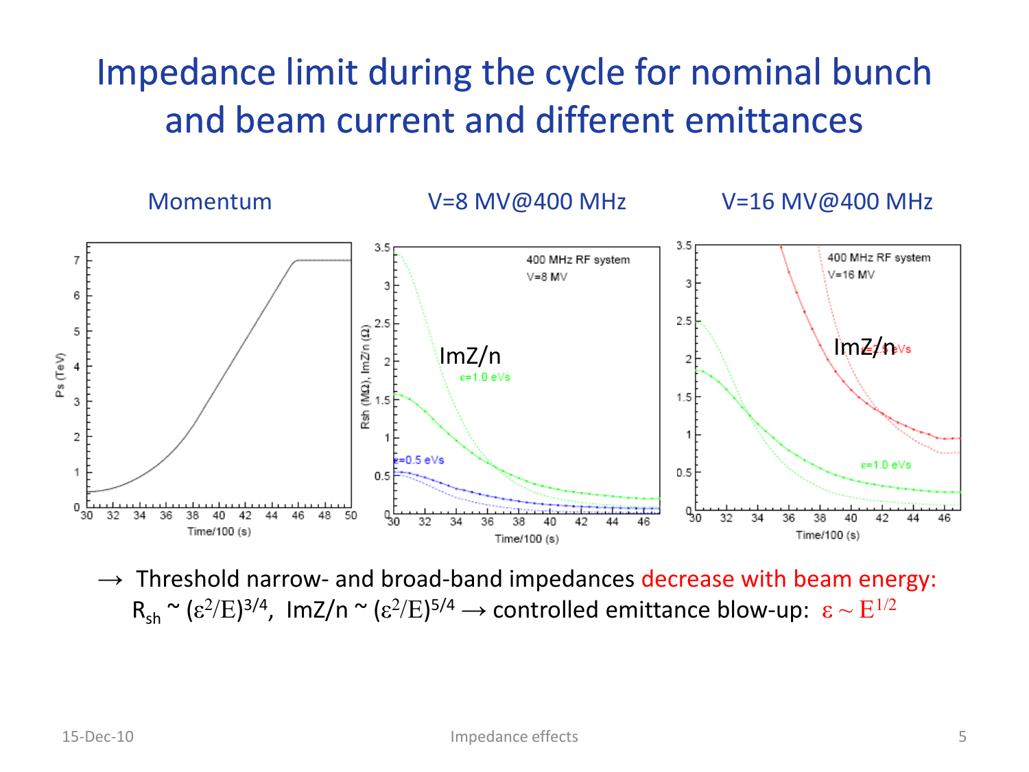# Impedance limit during the cycle for nominal bunch and beam current and different emittances

Momentum

V=8 MV@400 MHz

V=16 MV@400 MHz

→ Threshold narrow- and broad-band impedances decrease with beam energy: $R_{sh} \sim (\varepsilon^2/E)^{3/4}$, $\mathrm{Im}Z/n \sim (\varepsilon^2/E)^{5/4}$ → controlled emittance blow-up: $\varepsilon \sim E^{1/2}$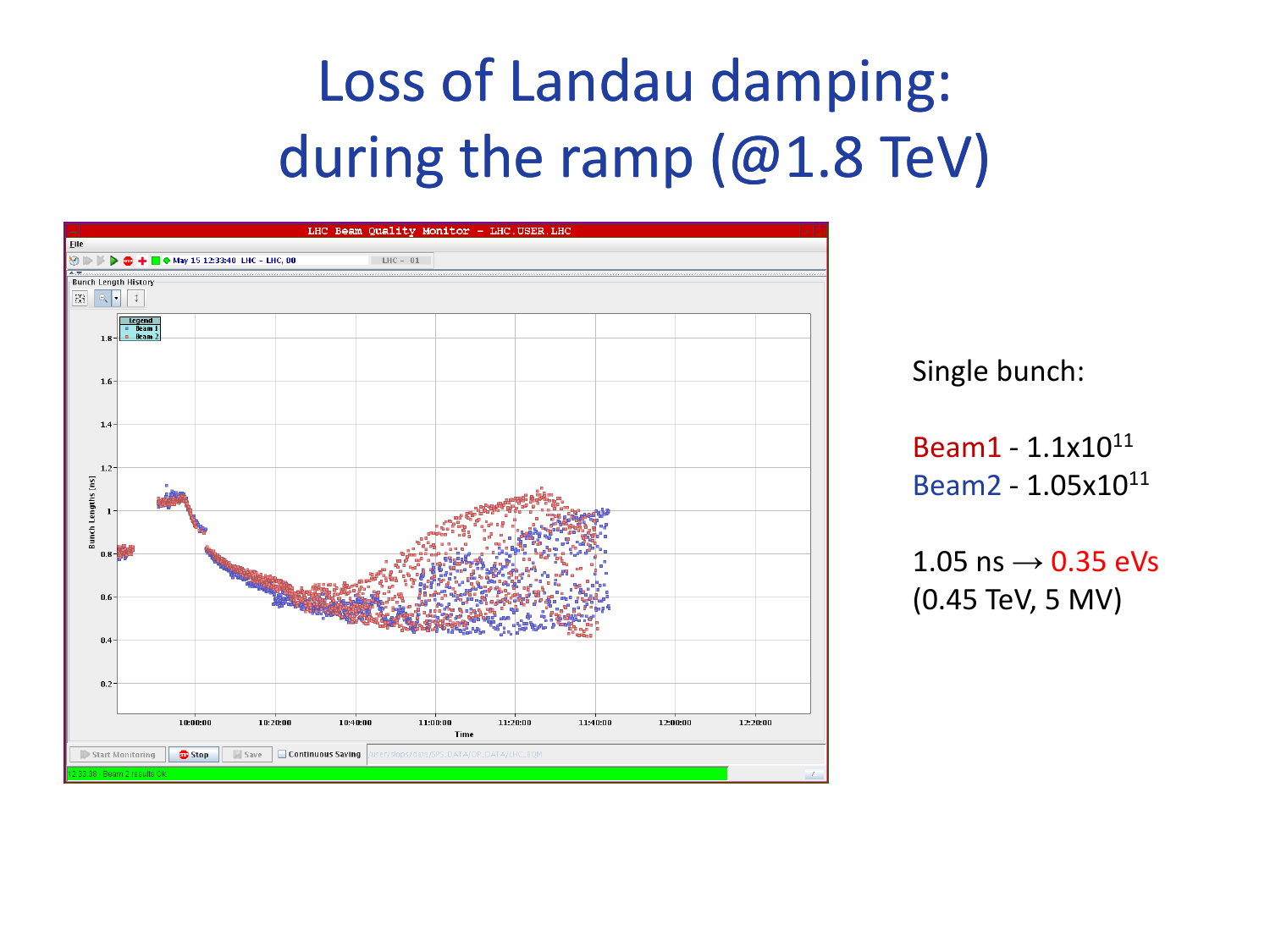# Loss of Landau damping: during the ramp (@1.8 TeV)

Single bunch:

Beam1 - $1.1\text{x}10^{11}$
Beam2 - $1.05\text{x}10^{11}$

1.05 ns $\rightarrow$ 0.35 eVs
(0.45 TeV, 5 MV)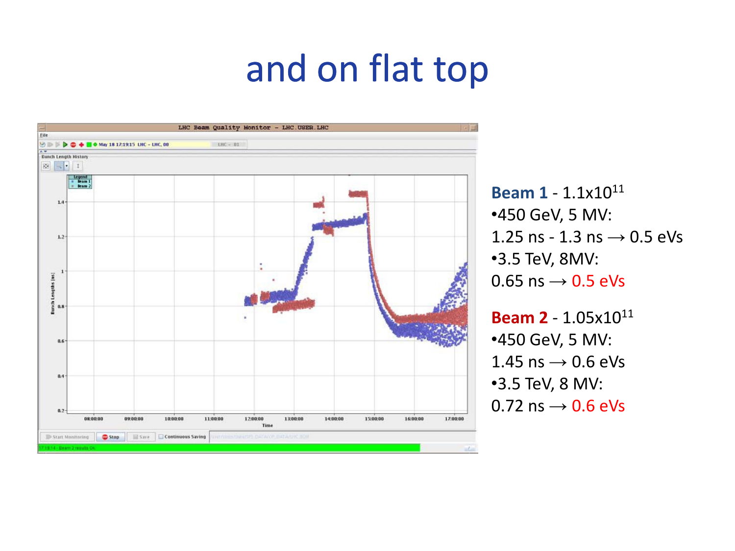# and on flat top

**Beam 1** - $1.1 \times 10^{11}$

- 450 GeV, 5 MV:
  1.25 ns - 1.3 ns ⟶ 0.5 eVs
- 3.5 TeV, 8MV:
  0.65 ns ⟶ 0.5 eVs

**Beam 2** - $1.05 \times 10^{11}$

- 450 GeV, 5 MV:
  1.45 ns ⟶ 0.6 eVs
- 3.5 TeV, 8 MV:
  0.72 ns ⟶ 0.6 eVs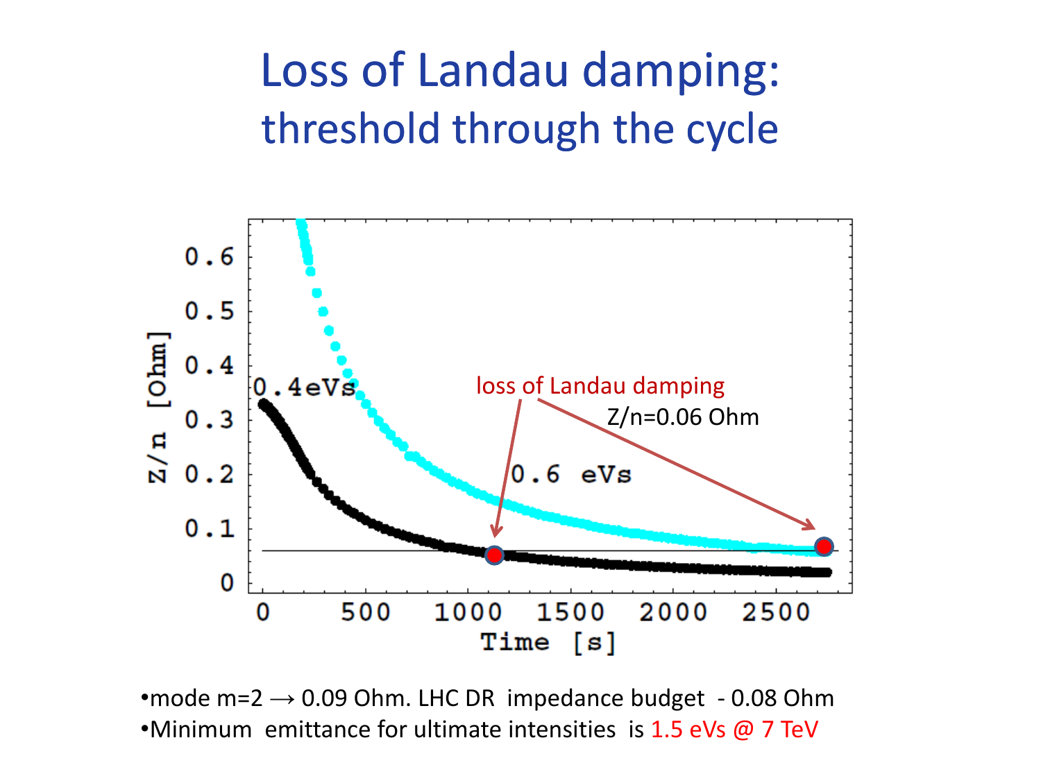# Loss of Landau damping: threshold through the cycle

- mode m=2 → 0.09 Ohm. LHC DR impedance budget - 0.08 Ohm
- Minimum emittance for ultimate intensities is 1.5 eVs @ 7 TeV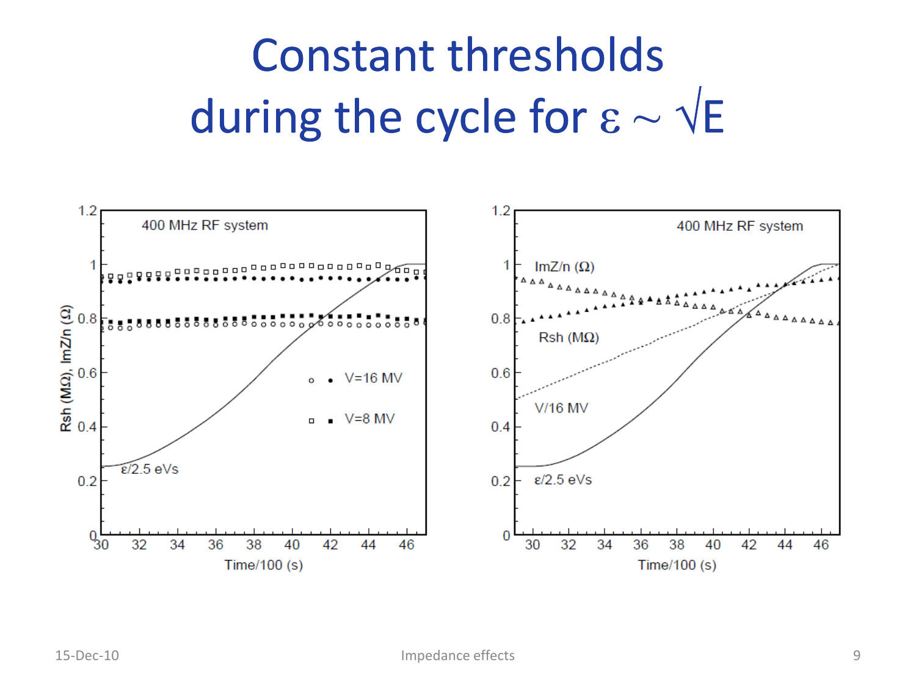# Constant thresholds during the cycle for $\varepsilon \sim \sqrt{E}$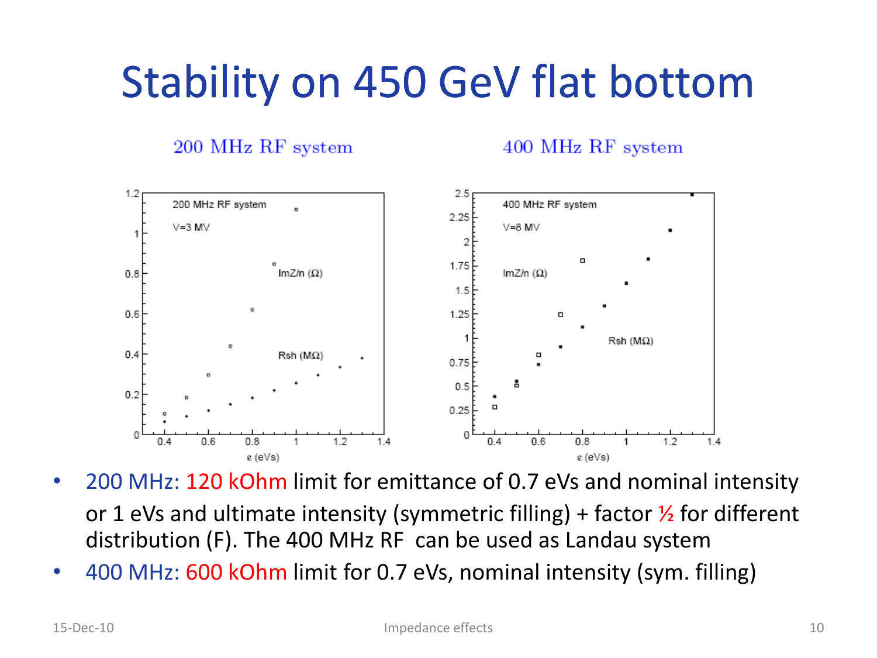# Stability on 450 GeV flat bottom

200 MHz RF system

400 MHz RF system

- 200 MHz: 120 kOhm limit for emittance of 0.7 eVs and nominal intensity or 1 eVs and ultimate intensity (symmetric filling) + factor ½ for different distribution (F). The 400 MHz RF can be used as Landau system
- 400 MHz: 600 kOhm limit for 0.7 eVs, nominal intensity (sym. filling)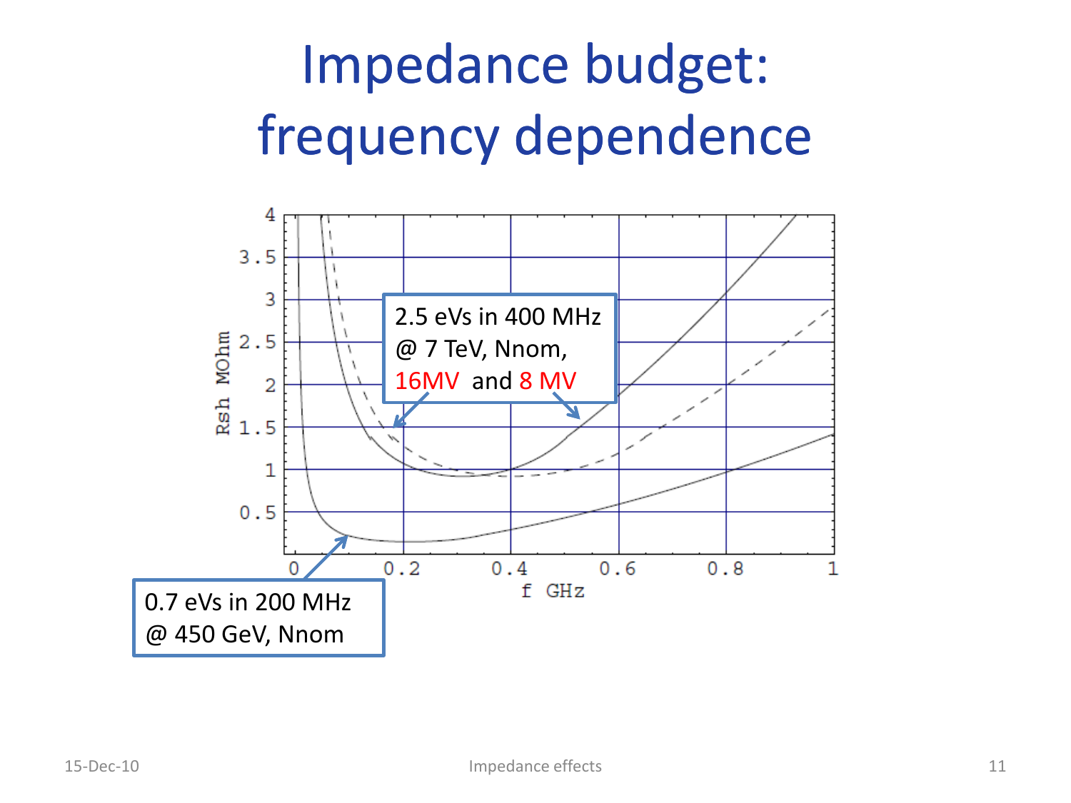# Impedance budget: frequency dependence

2.5 eVs in 400 MHz
@ 7 TeV, Nnom,
16MV and 8 MV

0.7 eVs in 200 MHz
@ 450 GeV, Nnom

Rsh MOhm

f GHz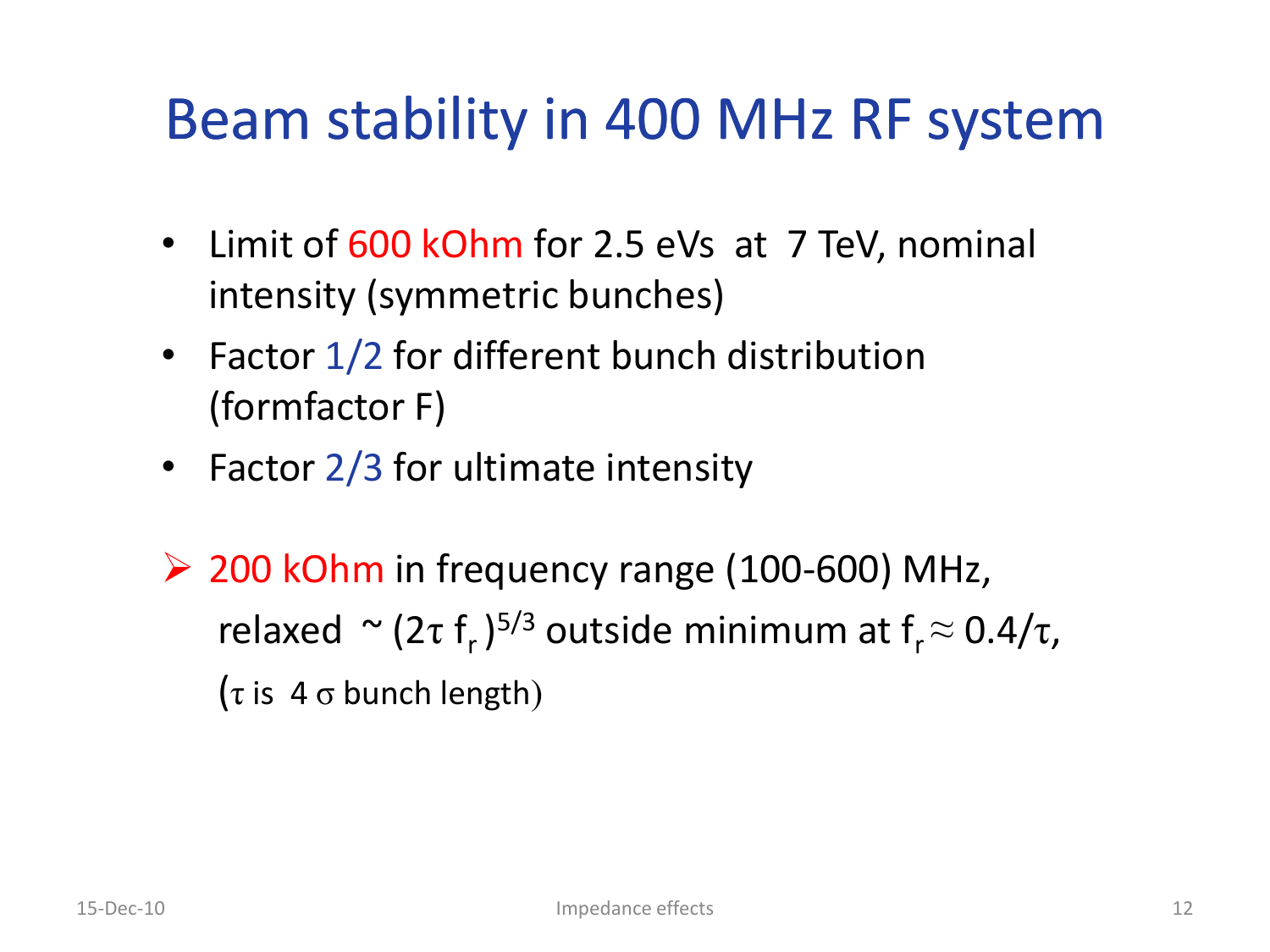# Beam stability in 400 MHz RF system

- Limit of 600 kOhm for 2.5 eVs at 7 TeV, nominal intensity (symmetric bunches)
- Factor 1/2 for different bunch distribution (formfactor F)
- Factor 2/3 for ultimate intensity

➢ 200 kOhm in frequency range (100-600) MHz, relaxed ~ $(2\tau f_r)^{5/3}$ outside minimum at $f_r \approx 0.4/\tau$, ($\tau$ is 4 $\sigma$ bunch length)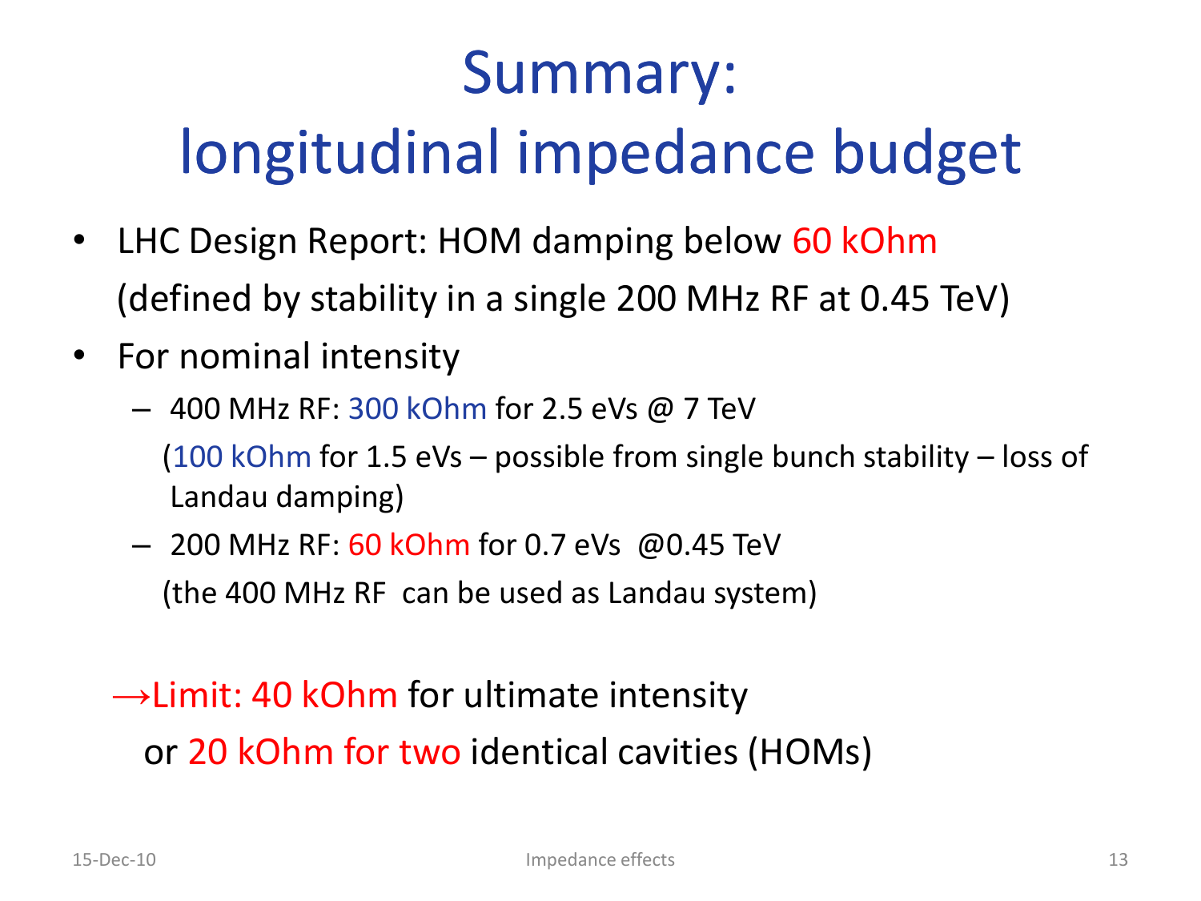# Summary: longitudinal impedance budget

- LHC Design Report: HOM damping below 60 kOhm (defined by stability in a single 200 MHz RF at 0.45 TeV)
- For nominal intensity
  - 400 MHz RF: 300 kOhm for 2.5 eVs @ 7 TeV
    (100 kOhm for 1.5 eVs – possible from single bunch stability – loss of Landau damping)
  - 200 MHz RF: 60 kOhm for 0.7 eVs @0.45 TeV
    (the 400 MHz RF can be used as Landau system)

→Limit: 40 kOhm for ultimate intensity
or 20 kOhm for two identical cavities (HOMs)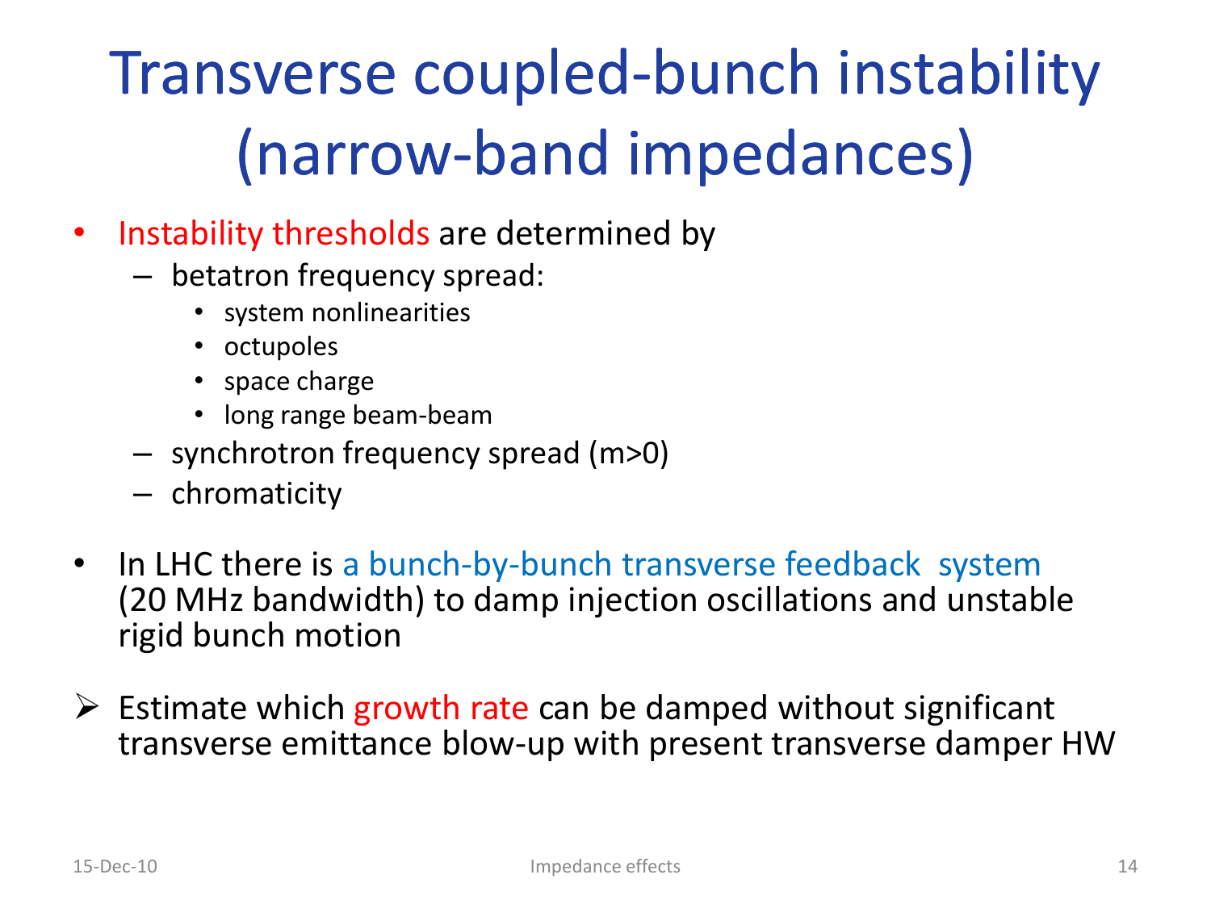# Transverse coupled-bunch instability (narrow-band impedances)

- Instability thresholds are determined by
  - betatron frequency spread:
    - system nonlinearities
    - octupoles
    - space charge
    - long range beam-beam
  - synchrotron frequency spread (m>0)
  - chromaticity

- In LHC there is a bunch-by-bunch transverse feedback system (20 MHz bandwidth) to damp injection oscillations and unstable rigid bunch motion

➢ Estimate which growth rate can be damped without significant transverse emittance blow-up with present transverse damper HW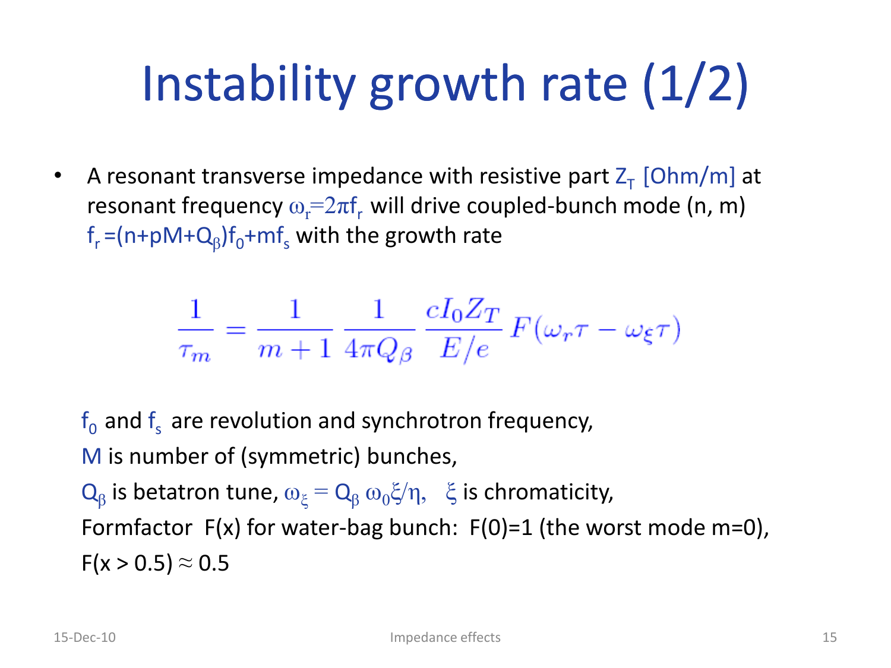# Instability growth rate (1/2)

- A resonant transverse impedance with resistive part $Z_T$ [Ohm/m] at resonant frequency $\omega_r = 2\pi f_r$ will drive coupled-bunch mode (n, m) $f_r = (n + pM + Q_\beta) f_0 + m f_s$ with the growth rate

$$\frac{1}{\tau_m} = \frac{1}{m+1} \frac{1}{4\pi Q_\beta} \frac{c I_0 Z_T}{E/e} F(\omega_r \tau - \omega_\xi \tau)$$

$f_0$ and $f_s$ are revolution and synchrotron frequency,

$M$ is number of (symmetric) bunches,

$Q_\beta$ is betatron tune, $\omega_\xi = Q_\beta \omega_0 \xi / \eta$, $\xi$ is chromaticity,

Formfactor $F(x)$ for water-bag bunch: $F(0)=1$ (the worst mode m=0),

$F(x > 0.5) \approx 0.5$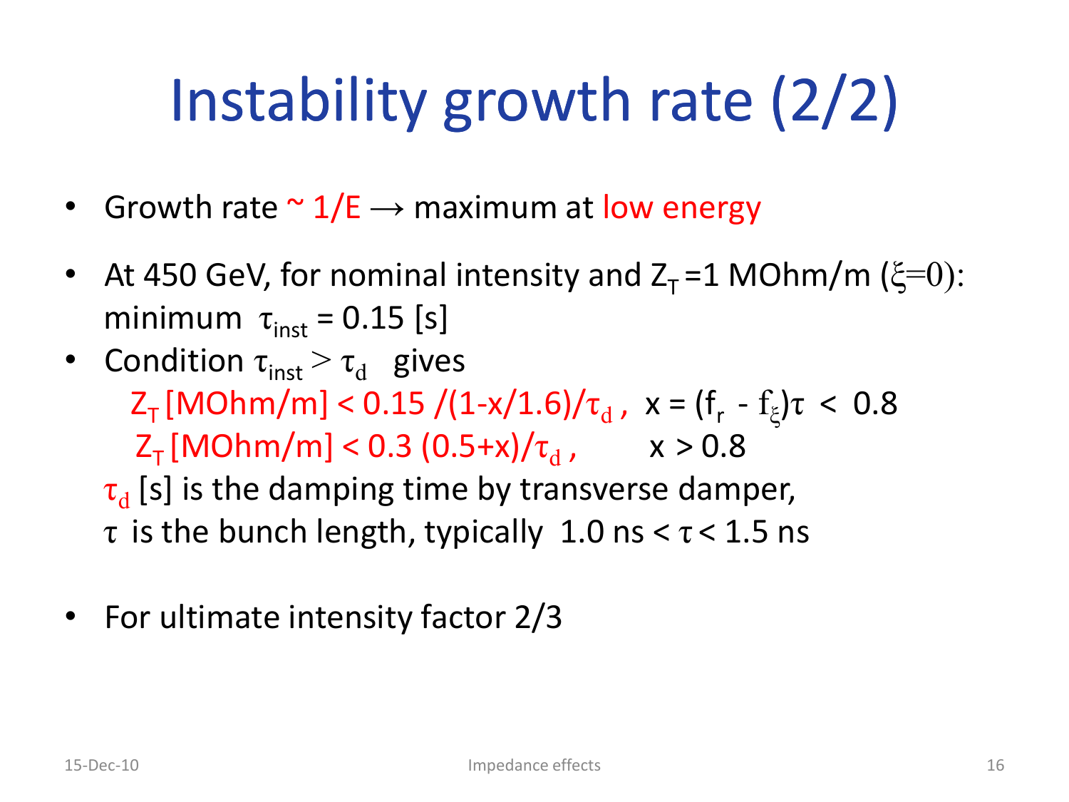# Instability growth rate (2/2)

- Growth rate ~ $1/E \rightarrow$ maximum at low energy
- At 450 GeV, for nominal intensity and $Z_T$ =1 MOhm/m ($\xi=0$): minimum $\tau_{inst}$ = 0.15 [s]
- Condition $\tau_{inst} > \tau_d$ gives

  $Z_T$ [MOhm/m] < $0.15 /(1-x/1.6)/\tau_d$ , $x = (f_r - f_\xi)\tau < 0.8$

  $Z_T$ [MOhm/m] < $0.3\,(0.5+x)/\tau_d$ , $x > 0.8$

  $\tau_d$ [s] is the damping time by transverse damper,

  $\tau$ is the bunch length, typically $1.0$ ns < $\tau$ < $1.5$ ns

- For ultimate intensity factor 2/3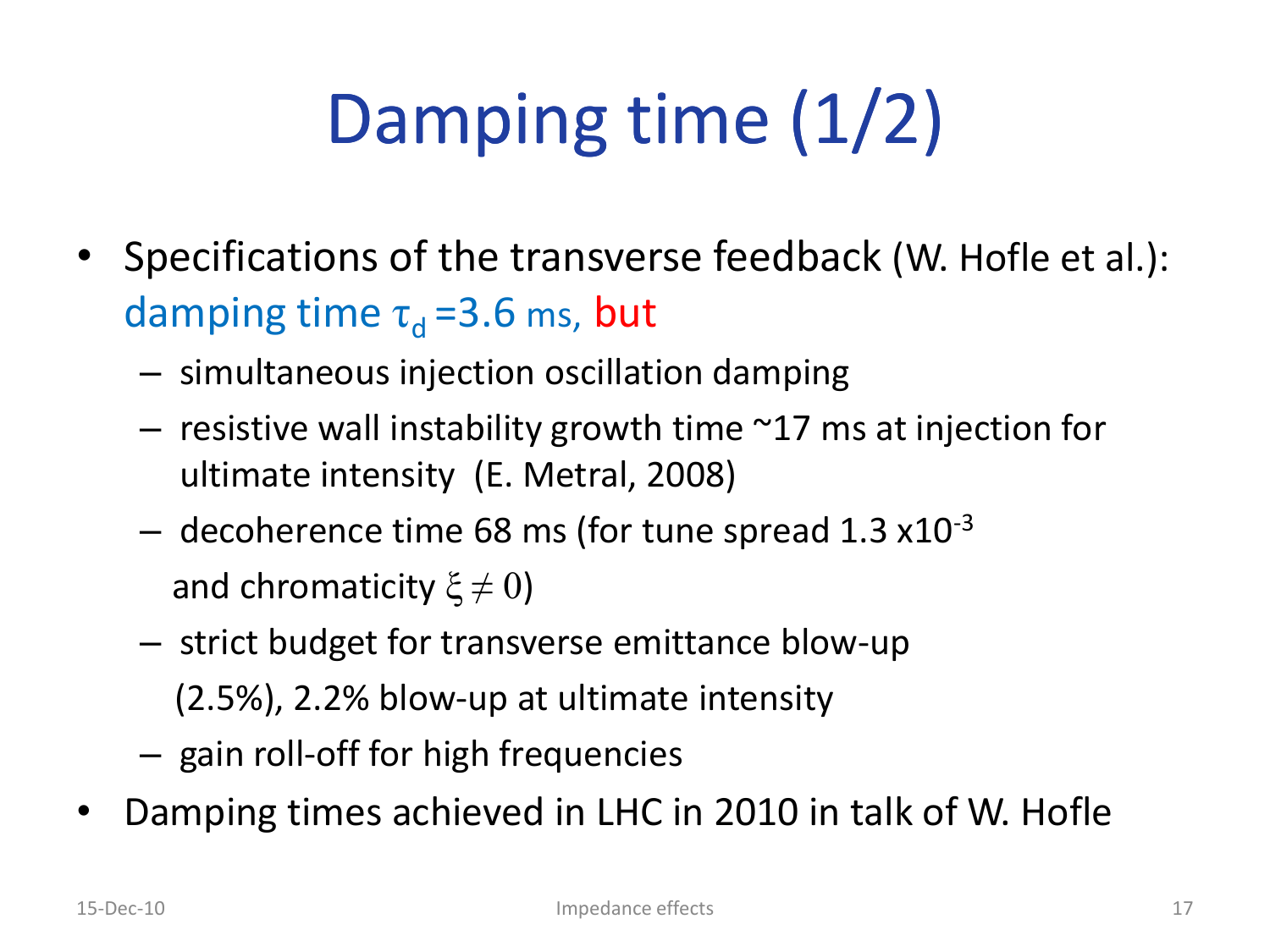# Damping time (1/2)

- Specifications of the transverse feedback (W. Hofle et al.): damping time $\tau_d$ =3.6 ms, but
  - simultaneous injection oscillation damping
  - resistive wall instability growth time ~17 ms at injection for ultimate intensity (E. Metral, 2008)
  - decoherence time 68 ms (for tune spread 1.3 x$10^{-3}$ and chromaticity $\xi \neq 0$)
  - strict budget for transverse emittance blow-up (2.5%), 2.2% blow-up at ultimate intensity
  - gain roll-off for high frequencies
- Damping times achieved in LHC in 2010 in talk of W. Hofle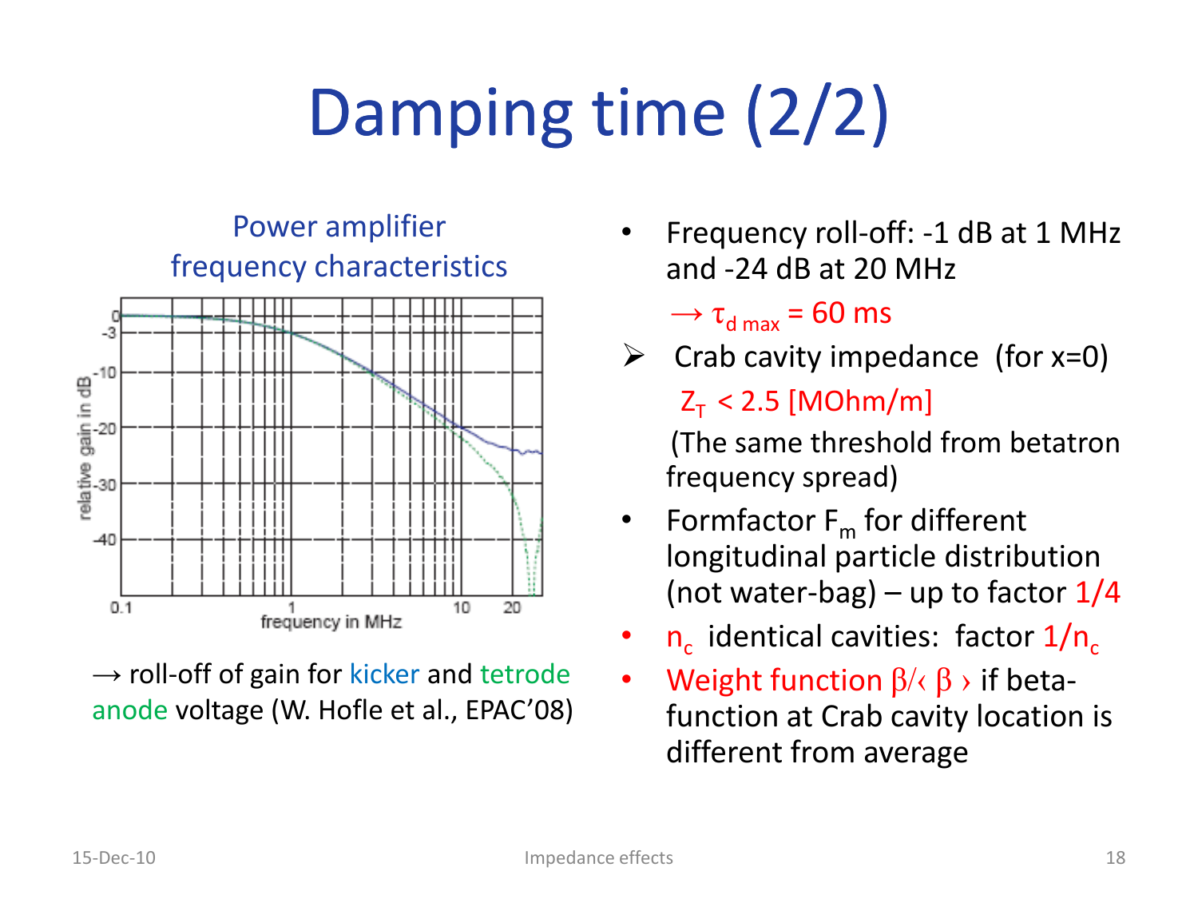# Damping time (2/2)

Power amplifier frequency characteristics

→ roll-off of gain for kicker and tetrode anode voltage (W. Hofle et al., EPAC'08)

- Frequency roll-off: -1 dB at 1 MHz and -24 dB at 20 MHz

  → $\tau_{d\,max}$ = 60 ms

➢ Crab cavity impedance (for x=0)

  $Z_T$ < 2.5 [MOhm/m]

  (The same threshold from betatron frequency spread)

- Formfactor $F_m$ for different longitudinal particle distribution (not water-bag) – up to factor 1/4
- $n_c$ identical cavities: factor $1/n_c$
- Weight function $\beta/\langle\beta\rangle$ if beta-function at Crab cavity location is different from average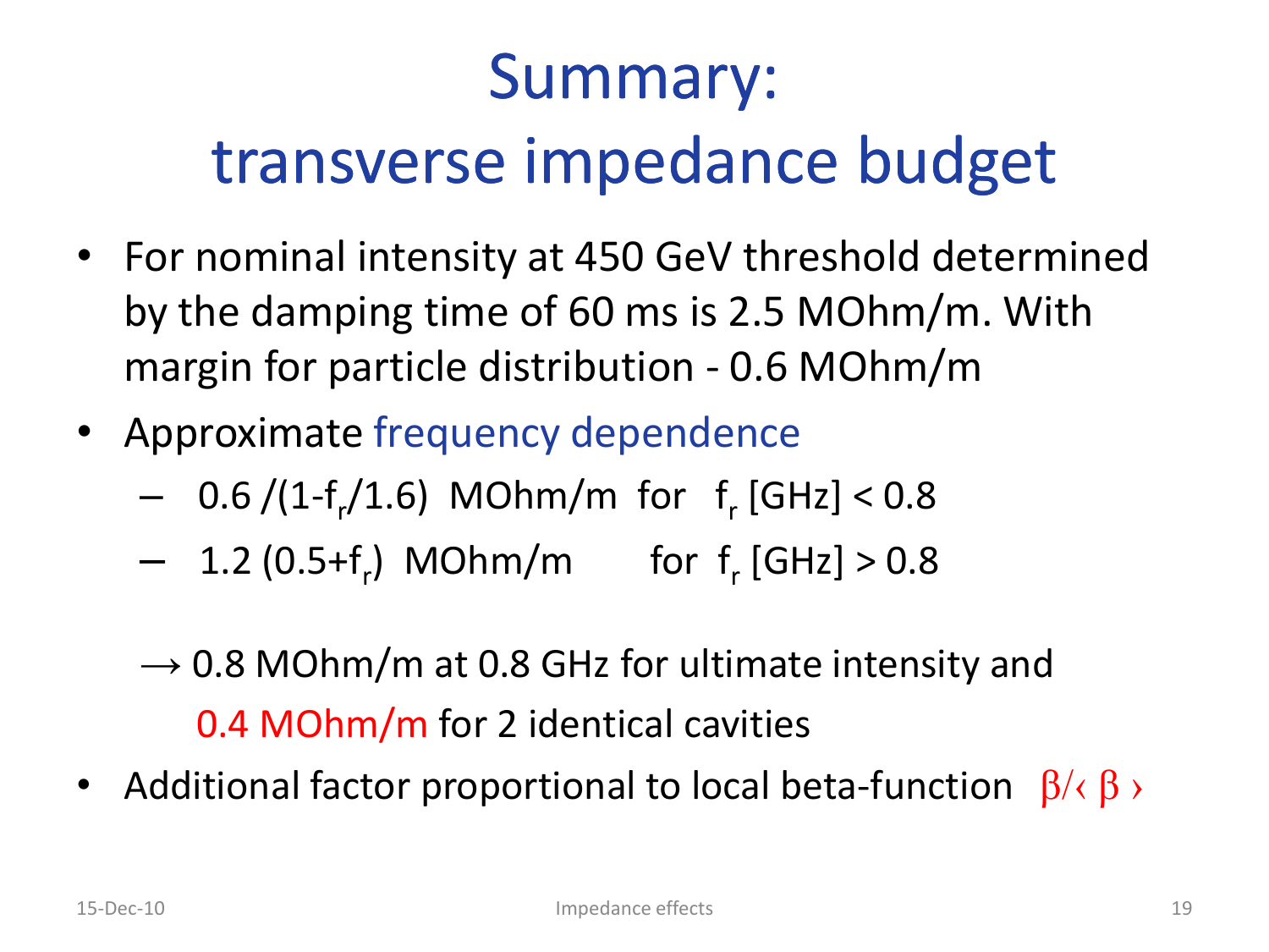# Summary: transverse impedance budget

- For nominal intensity at 450 GeV threshold determined by the damping time of 60 ms is 2.5 MOhm/m. With margin for particle distribution - 0.6 MOhm/m
- Approximate frequency dependence
  - $0.6/(1-f_r/1.6)$ MOhm/m for $f_r$ [GHz] < 0.8
  - $1.2\,(0.5+f_r)$ MOhm/m for $f_r$ [GHz] > 0.8

  → 0.8 MOhm/m at 0.8 GHz for ultimate intensity and 0.4 MOhm/m for 2 identical cavities
- Additional factor proportional to local beta-function $\beta/\langle\beta\rangle$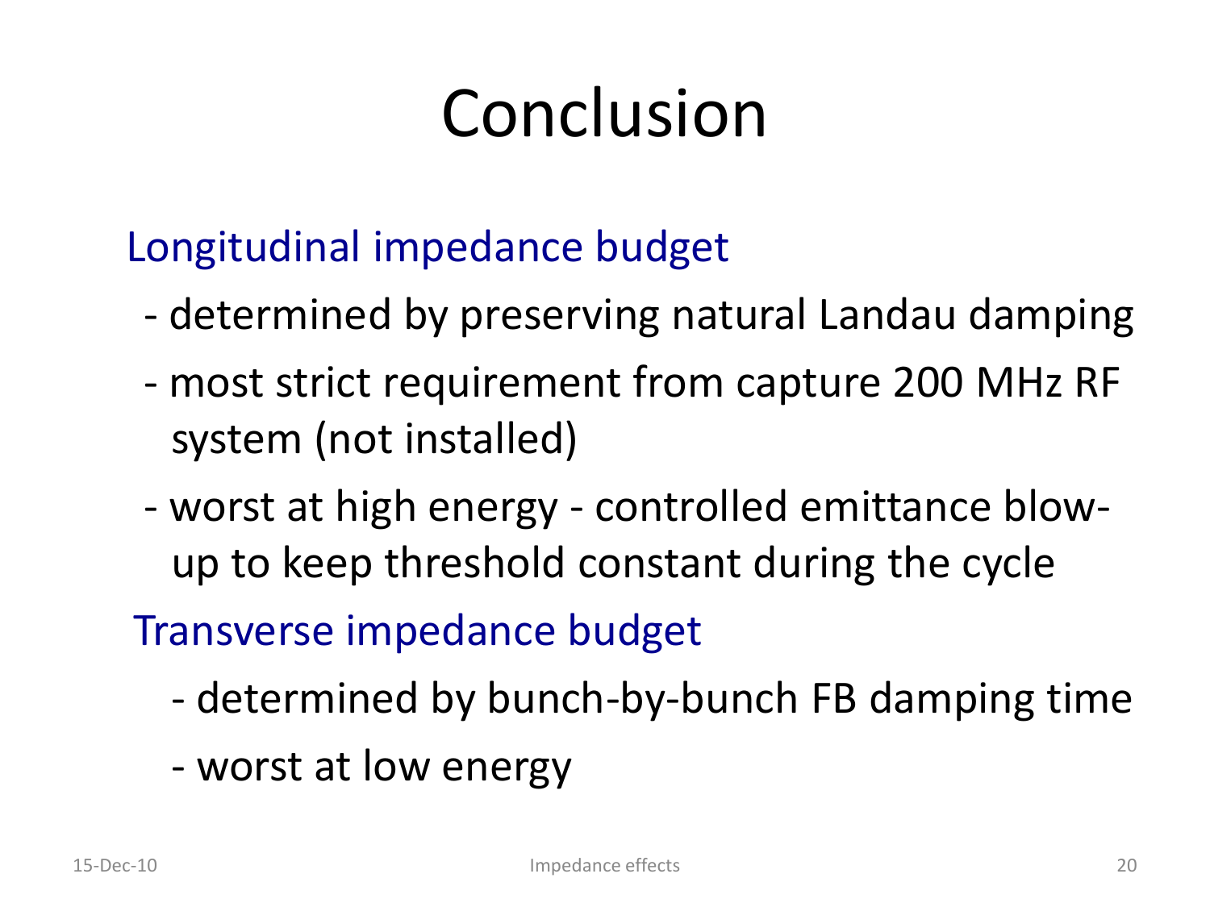# Conclusion

Longitudinal impedance budget

- determined by preserving natural Landau damping
- most strict requirement from capture 200 MHz RF system (not installed)
- worst at high energy - controlled emittance blow-up to keep threshold constant during the cycle

Transverse impedance budget

- determined by bunch-by-bunch FB damping time
- worst at low energy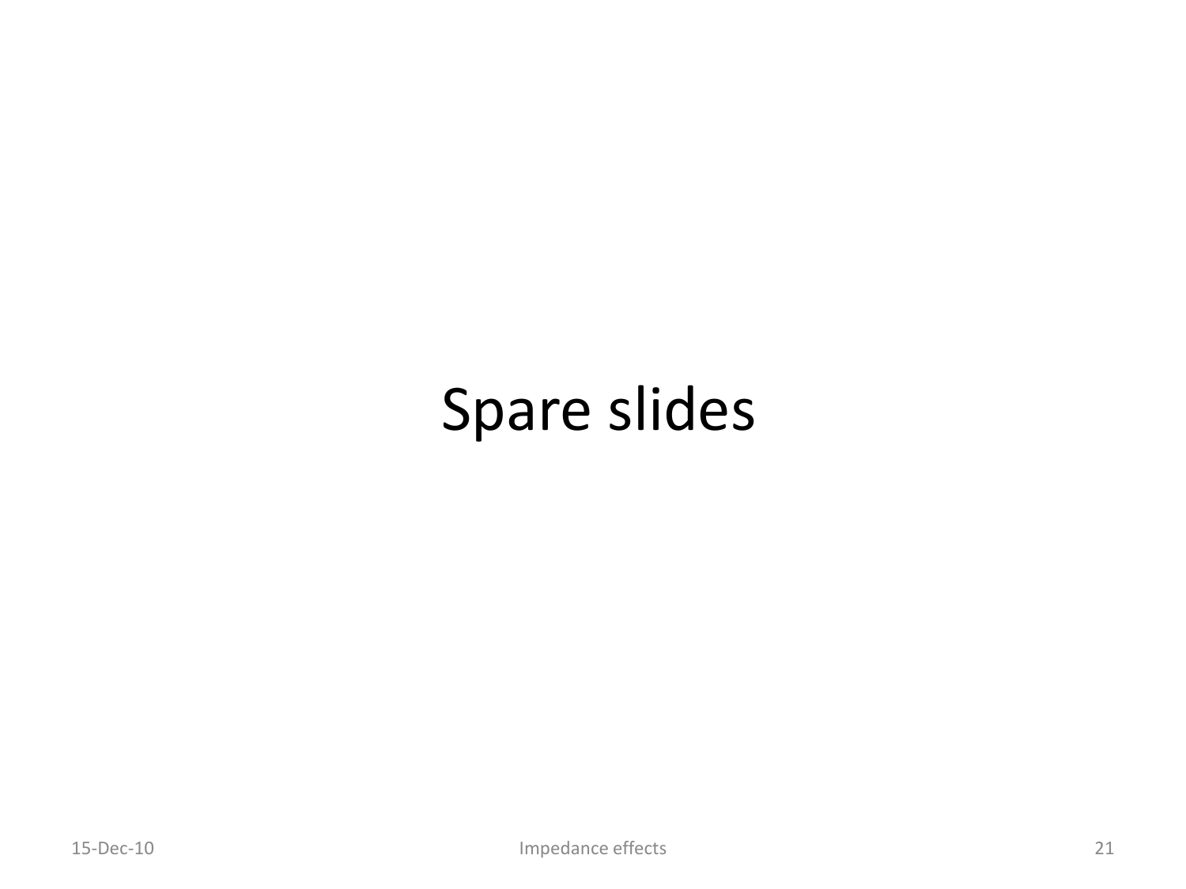# Spare slides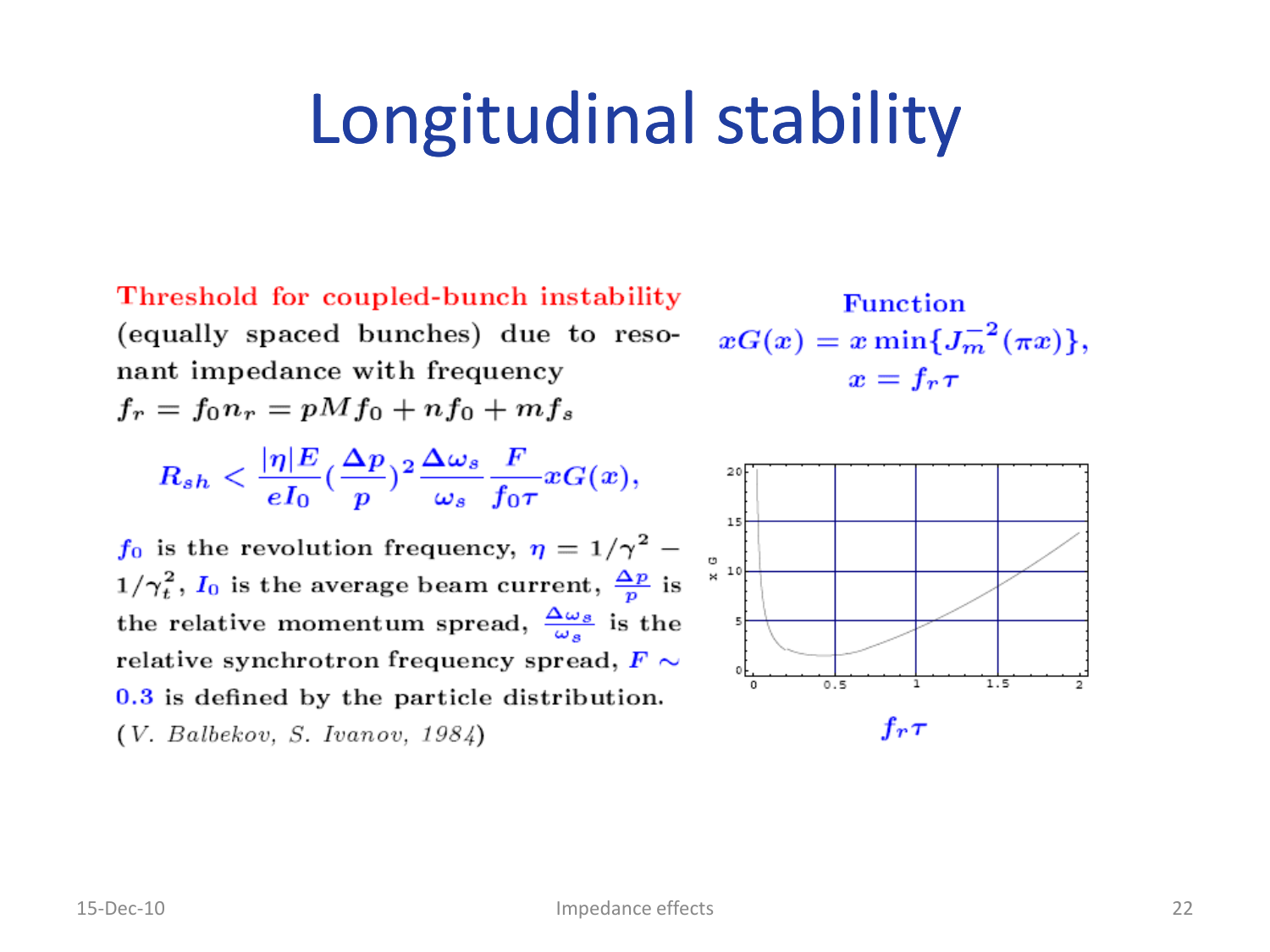# Longitudinal stability

**Threshold for coupled-bunch instability** (equally spaced bunches) due to resonant impedance with frequency $f_r = f_0 n_r = pMf_0 + nf_0 + mf_s$

$$R_{sh} < \frac{|\eta|E}{eI_0}\left(\frac{\Delta p}{p}\right)^2 \frac{\Delta\omega_s}{\omega_s}\frac{F}{f_0\tau}xG(x),$$

$f_0$ is the revolution frequency, $\eta = 1/\gamma^2 - 1/\gamma_t^2$, $I_0$ is the average beam current, $\frac{\Delta p}{p}$ is the relative momentum spread, $\frac{\Delta\omega_s}{\omega_s}$ is the relative synchrotron frequency spread, $F \sim 0.3$ is defined by the particle distribution.

(*V. Balbekov, S. Ivanov, 1984*)

**Function**

$$xG(x) = x\min\{J_m^{-2}(\pi x)\},$$
$$x = f_r\tau$$

$f_r\tau$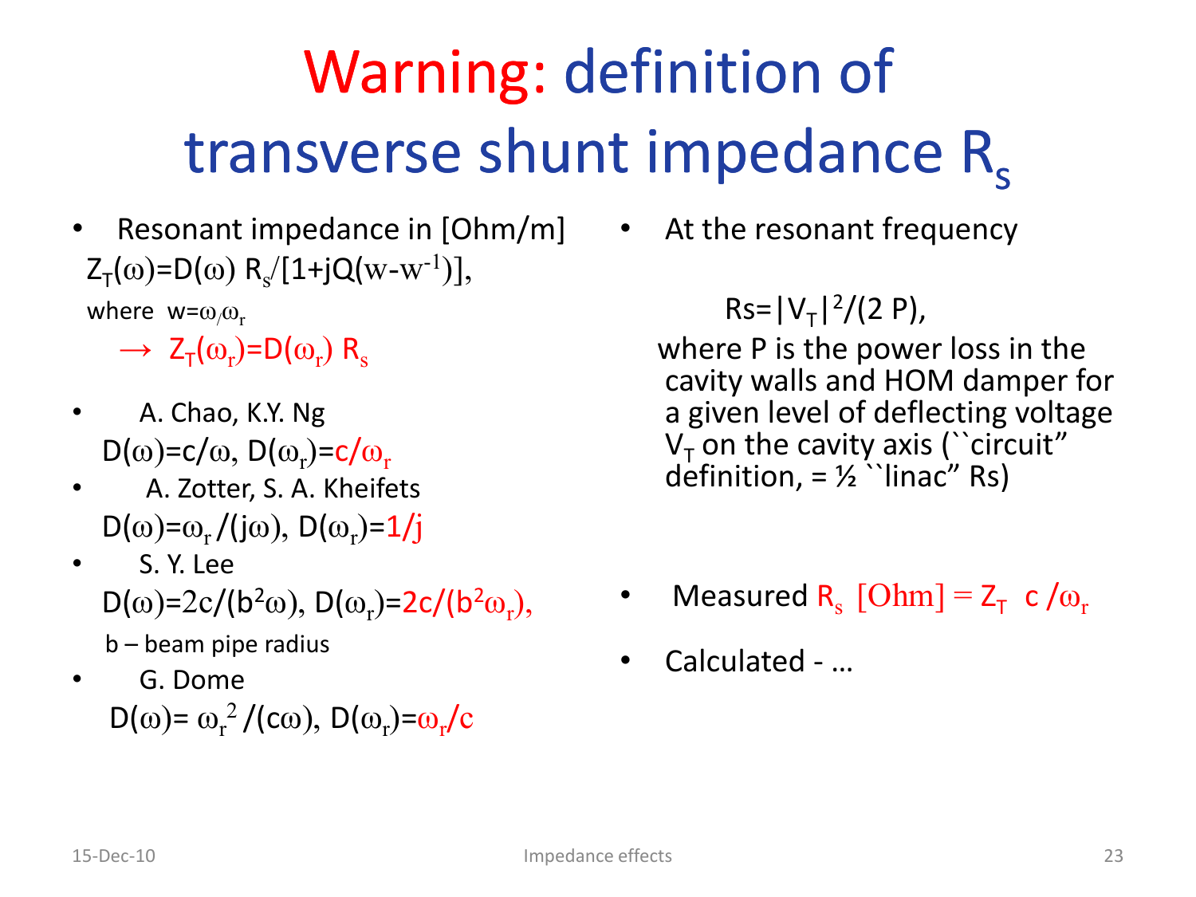# Warning: definition of transverse shunt impedance $R_s$

- Resonant impedance in [Ohm/m]

  $Z_T(\omega)=D(\omega)\, R_s/[1+jQ(w-w^{-1})]$,

  where $w=\omega/\omega_r$

  $\rightarrow\; Z_T(\omega_r)=D(\omega_r)\, R_s$

- A. Chao, K.Y. Ng

  $D(\omega)=c/\omega$, $D(\omega_r)=c/\omega_r$

- A. Zotter, S. A. Kheifets

  $D(\omega)=\omega_r/(j\omega)$, $D(\omega_r)=1/j$

- S. Y. Lee

  $D(\omega)=2c/(b^2\omega)$, $D(\omega_r)=2c/(b^2\omega_r)$,

  b – beam pipe radius

- G. Dome

  $D(\omega)=\omega_r^2/(c\omega)$, $D(\omega_r)=\omega_r/c$

- At the resonant frequency

  $$Rs=|V_T|^2/(2\,P),$$

  where P is the power loss in the cavity walls and HOM damper for a given level of deflecting voltage $V_T$ on the cavity axis (``circuit" definition, = ½ ``linac" Rs)

- Measured $R_s$ [Ohm] $= Z_T\; c/\omega_r$

- Calculated - …